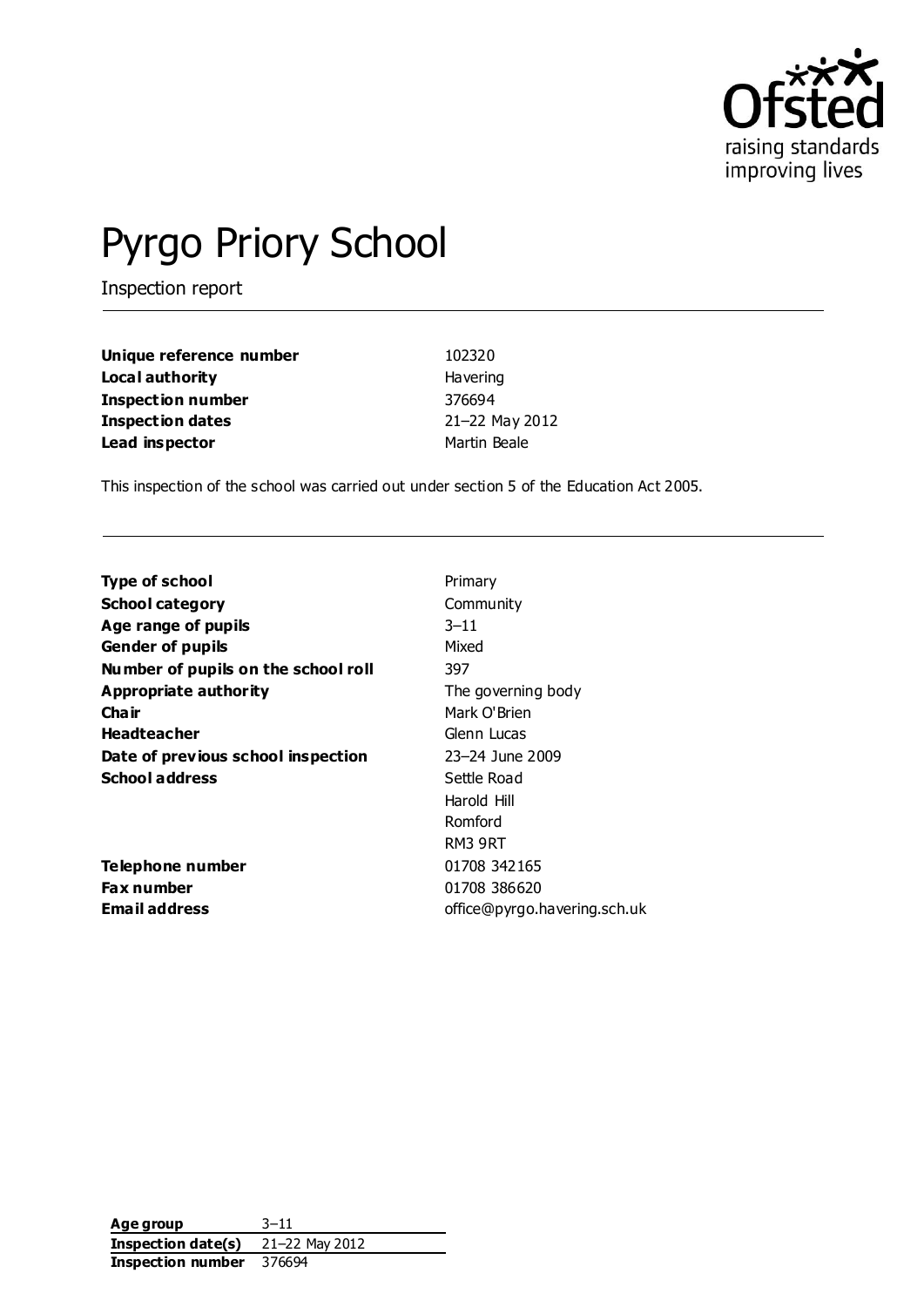# Pyrgo Priory School

Inspection report

| | |
|---|---|
| **Unique reference number** | 102320 |
| **Local authority** | Havering |
| **Inspection number** | 376694 |
| **Inspection dates** | 21–22 May 2012 |
| **Lead inspector** | Martin Beale |

This inspection of the school was carried out under section 5 of the Education Act 2005.

| | |
|---|---|
| **Type of school** | Primary |
| **School category** | Community |
| **Age range of pupils** | 3–11 |
| **Gender of pupils** | Mixed |
| **Number of pupils on the school roll** | 397 |
| **Appropriate authority** | The governing body |
| **Chair** | Mark O'Brien |
| **Headteacher** | Glenn Lucas |
| **Date of previous school inspection** | 23–24 June 2009 |
| **School address** | Settle Road<br>Harold Hill<br>Romford<br>RM3 9RT |
| **Telephone number** | 01708 342165 |
| **Fax number** | 01708 386620 |
| **Email address** | office@pyrgo.havering.sch.uk |

| | |
|---|---|
| **Age group** | 3–11 |
| **Inspection date(s)** | 21–22 May 2012 |
| **Inspection number** | 376694 |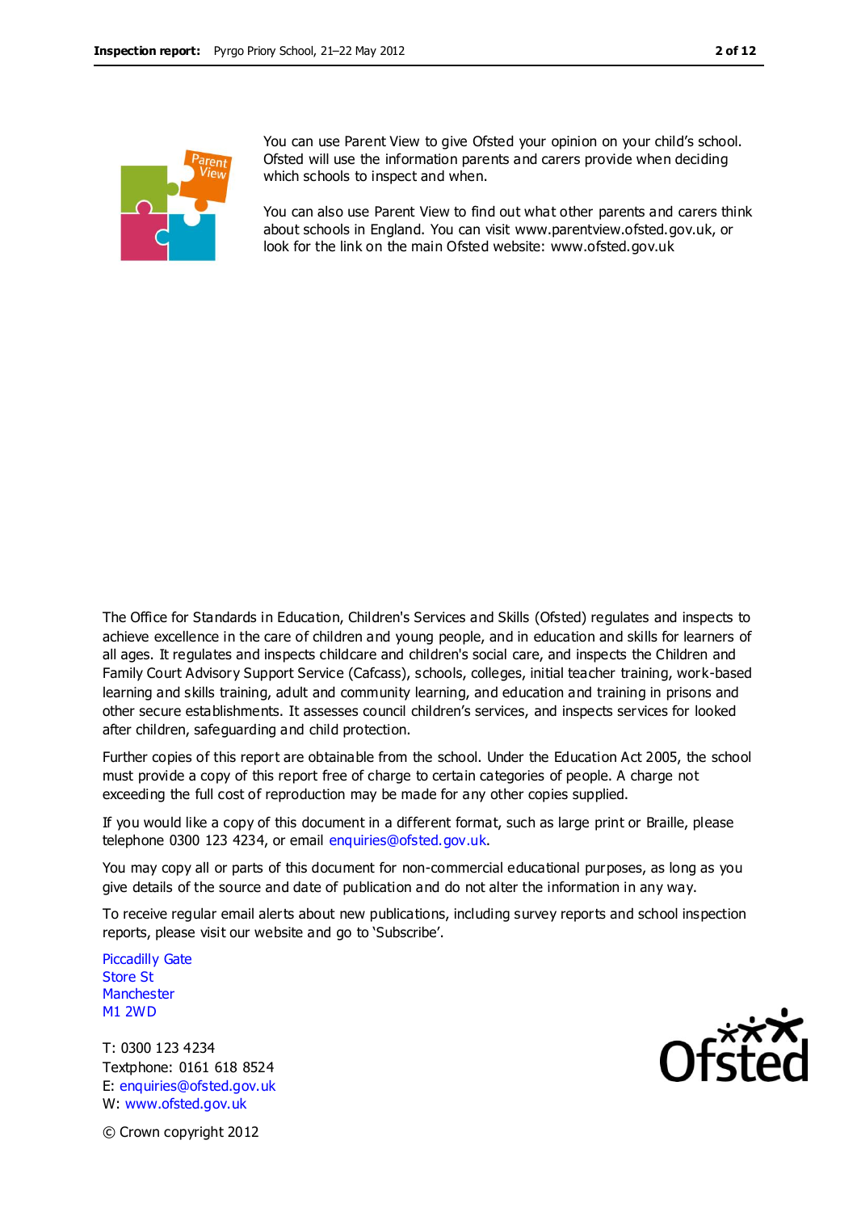You can use Parent View to give Ofsted your opinion on your child's school. Ofsted will use the information parents and carers provide when deciding which schools to inspect and when.

You can also use Parent View to find out what other parents and carers think about schools in England. You can visit www.parentview.ofsted.gov.uk, or look for the link on the main Ofsted website: www.ofsted.gov.uk

The Office for Standards in Education, Children's Services and Skills (Ofsted) regulates and inspects to achieve excellence in the care of children and young people, and in education and skills for learners of all ages. It regulates and inspects childcare and children's social care, and inspects the Children and Family Court Advisory Support Service (Cafcass), schools, colleges, initial teacher training, work-based learning and skills training, adult and community learning, and education and training in prisons and other secure establishments. It assesses council children's services, and inspects services for looked after children, safeguarding and child protection.

Further copies of this report are obtainable from the school. Under the Education Act 2005, the school must provide a copy of this report free of charge to certain categories of people. A charge not exceeding the full cost of reproduction may be made for any other copies supplied.

If you would like a copy of this document in a different format, such as large print or Braille, please telephone 0300 123 4234, or email enquiries@ofsted.gov.uk.

You may copy all or parts of this document for non-commercial educational purposes, as long as you give details of the source and date of publication and do not alter the information in any way.

To receive regular email alerts about new publications, including survey reports and school inspection reports, please visit our website and go to 'Subscribe'.

Piccadilly Gate
Store St
Manchester
M1 2WD

T: 0300 123 4234
Textphone: 0161 618 8524
E: enquiries@ofsted.gov.uk
W: www.ofsted.gov.uk

© Crown copyright 2012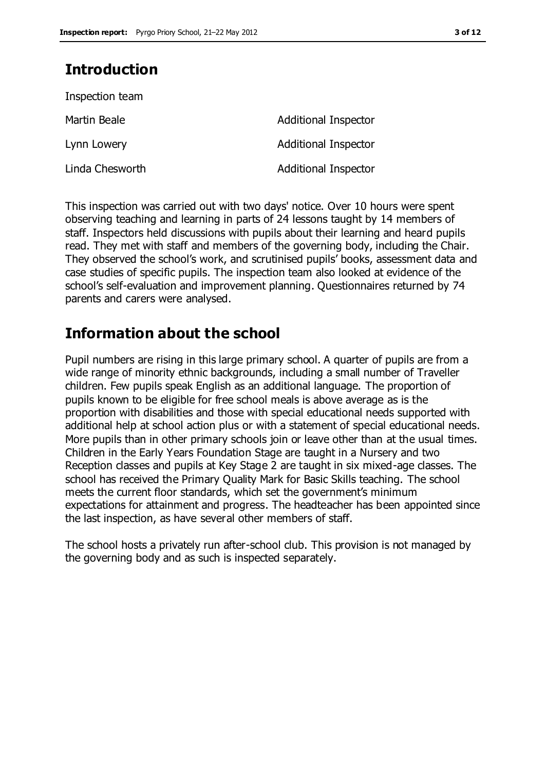## Introduction

Inspection team

| | |
|---|---|
| Martin Beale | Additional Inspector |
| Lynn Lowery | Additional Inspector |
| Linda Chesworth | Additional Inspector |

This inspection was carried out with two days' notice. Over 10 hours were spent observing teaching and learning in parts of 24 lessons taught by 14 members of staff. Inspectors held discussions with pupils about their learning and heard pupils read. They met with staff and members of the governing body, including the Chair. They observed the school's work, and scrutinised pupils' books, assessment data and case studies of specific pupils. The inspection team also looked at evidence of the school's self-evaluation and improvement planning. Questionnaires returned by 74 parents and carers were analysed.

## Information about the school

Pupil numbers are rising in this large primary school. A quarter of pupils are from a wide range of minority ethnic backgrounds, including a small number of Traveller children. Few pupils speak English as an additional language. The proportion of pupils known to be eligible for free school meals is above average as is the proportion with disabilities and those with special educational needs supported with additional help at school action plus or with a statement of special educational needs. More pupils than in other primary schools join or leave other than at the usual times. Children in the Early Years Foundation Stage are taught in a Nursery and two Reception classes and pupils at Key Stage 2 are taught in six mixed-age classes. The school has received the Primary Quality Mark for Basic Skills teaching. The school meets the current floor standards, which set the government's minimum expectations for attainment and progress. The headteacher has been appointed since the last inspection, as have several other members of staff.

The school hosts a privately run after-school club. This provision is not managed by the governing body and as such is inspected separately.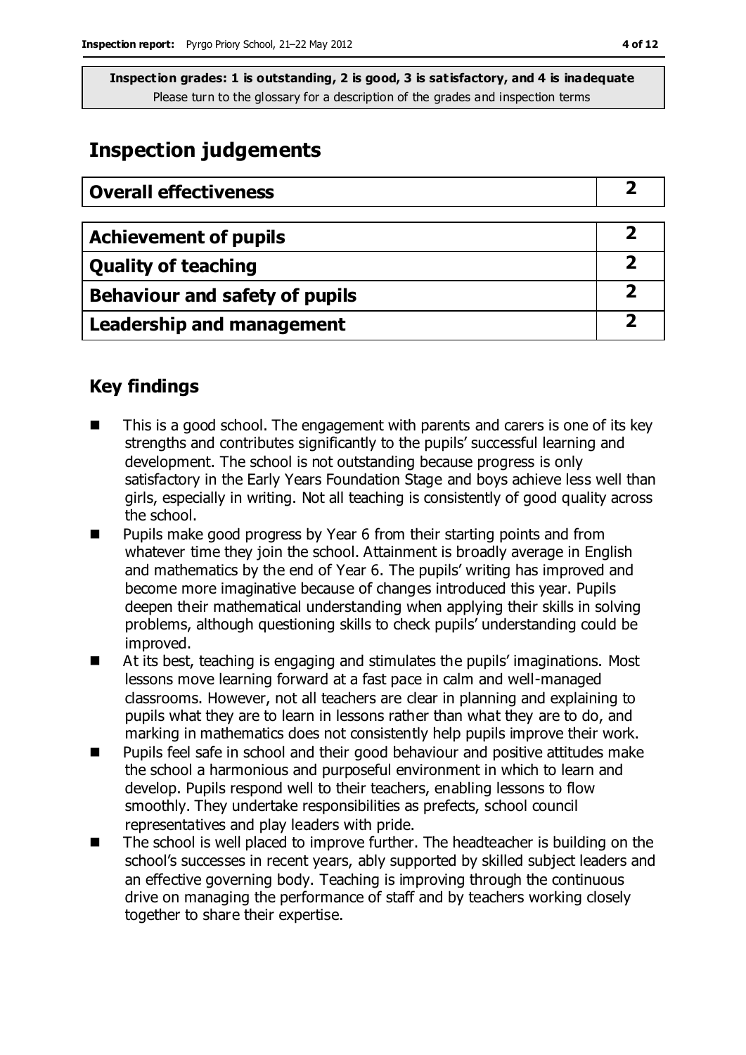**Inspection grades: 1 is outstanding, 2 is good, 3 is satisfactory, and 4 is inadequate**
Please turn to the glossary for a description of the grades and inspection terms

# Inspection judgements

| Overall effectiveness | 2 |
|---|---|
| **Achievement of pupils** | **2** |
| **Quality of teaching** | **2** |
| **Behaviour and safety of pupils** | **2** |
| **Leadership and management** | **2** |

## Key findings

- This is a good school. The engagement with parents and carers is one of its key strengths and contributes significantly to the pupils' successful learning and development. The school is not outstanding because progress is only satisfactory in the Early Years Foundation Stage and boys achieve less well than girls, especially in writing. Not all teaching is consistently of good quality across the school.
- Pupils make good progress by Year 6 from their starting points and from whatever time they join the school. Attainment is broadly average in English and mathematics by the end of Year 6. The pupils' writing has improved and become more imaginative because of changes introduced this year. Pupils deepen their mathematical understanding when applying their skills in solving problems, although questioning skills to check pupils' understanding could be improved.
- At its best, teaching is engaging and stimulates the pupils' imaginations. Most lessons move learning forward at a fast pace in calm and well-managed classrooms. However, not all teachers are clear in planning and explaining to pupils what they are to learn in lessons rather than what they are to do, and marking in mathematics does not consistently help pupils improve their work.
- Pupils feel safe in school and their good behaviour and positive attitudes make the school a harmonious and purposeful environment in which to learn and develop. Pupils respond well to their teachers, enabling lessons to flow smoothly. They undertake responsibilities as prefects, school council representatives and play leaders with pride.
- The school is well placed to improve further. The headteacher is building on the school's successes in recent years, ably supported by skilled subject leaders and an effective governing body. Teaching is improving through the continuous drive on managing the performance of staff and by teachers working closely together to share their expertise.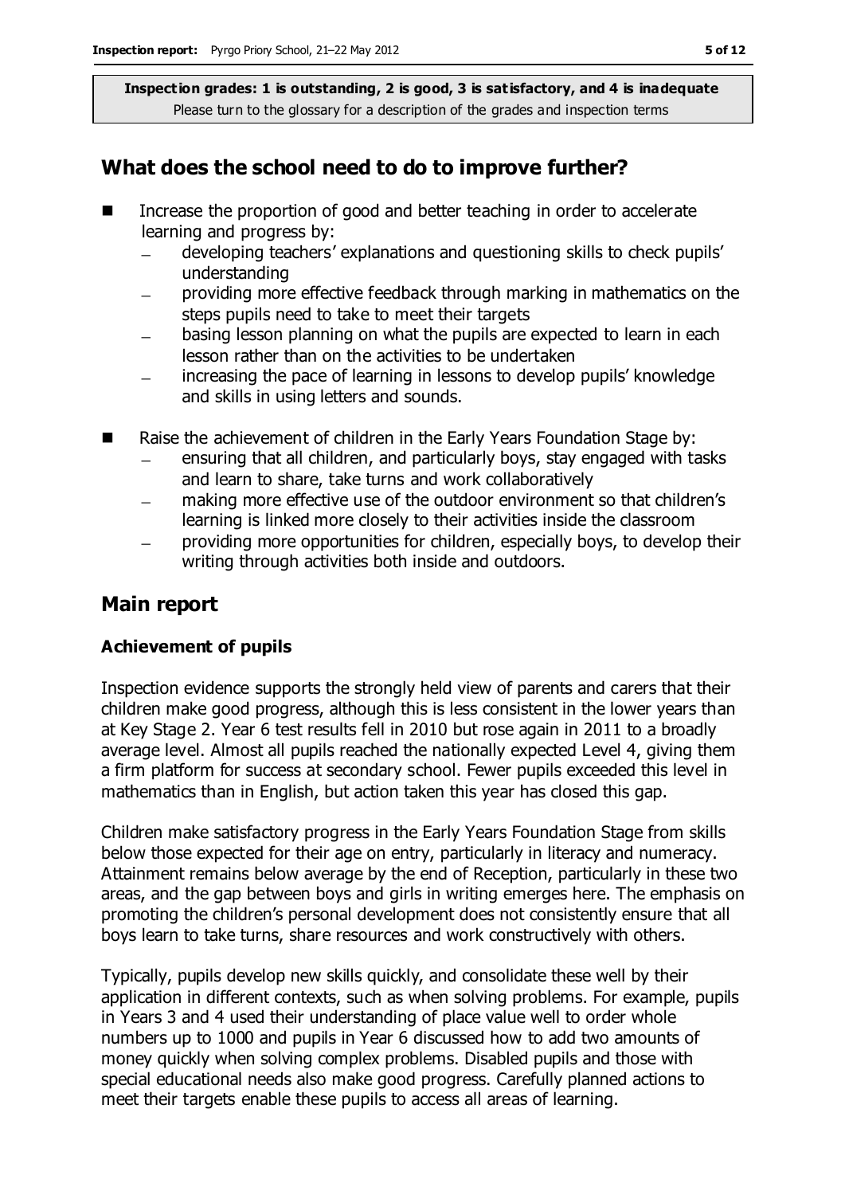**Inspection grades: 1 is outstanding, 2 is good, 3 is satisfactory, and 4 is inadequate**
Please turn to the glossary for a description of the grades and inspection terms

## What does the school need to do to improve further?

- Increase the proportion of good and better teaching in order to accelerate learning and progress by:
  - developing teachers' explanations and questioning skills to check pupils' understanding
  - providing more effective feedback through marking in mathematics on the steps pupils need to take to meet their targets
  - basing lesson planning on what the pupils are expected to learn in each lesson rather than on the activities to be undertaken
  - increasing the pace of learning in lessons to develop pupils' knowledge and skills in using letters and sounds.
- Raise the achievement of children in the Early Years Foundation Stage by:
  - ensuring that all children, and particularly boys, stay engaged with tasks and learn to share, take turns and work collaboratively
  - making more effective use of the outdoor environment so that children's learning is linked more closely to their activities inside the classroom
  - providing more opportunities for children, especially boys, to develop their writing through activities both inside and outdoors.

## Main report

### Achievement of pupils

Inspection evidence supports the strongly held view of parents and carers that their children make good progress, although this is less consistent in the lower years than at Key Stage 2. Year 6 test results fell in 2010 but rose again in 2011 to a broadly average level. Almost all pupils reached the nationally expected Level 4, giving them a firm platform for success at secondary school. Fewer pupils exceeded this level in mathematics than in English, but action taken this year has closed this gap.

Children make satisfactory progress in the Early Years Foundation Stage from skills below those expected for their age on entry, particularly in literacy and numeracy. Attainment remains below average by the end of Reception, particularly in these two areas, and the gap between boys and girls in writing emerges here. The emphasis on promoting the children's personal development does not consistently ensure that all boys learn to take turns, share resources and work constructively with others.

Typically, pupils develop new skills quickly, and consolidate these well by their application in different contexts, such as when solving problems. For example, pupils in Years 3 and 4 used their understanding of place value well to order whole numbers up to 1000 and pupils in Year 6 discussed how to add two amounts of money quickly when solving complex problems. Disabled pupils and those with special educational needs also make good progress. Carefully planned actions to meet their targets enable these pupils to access all areas of learning.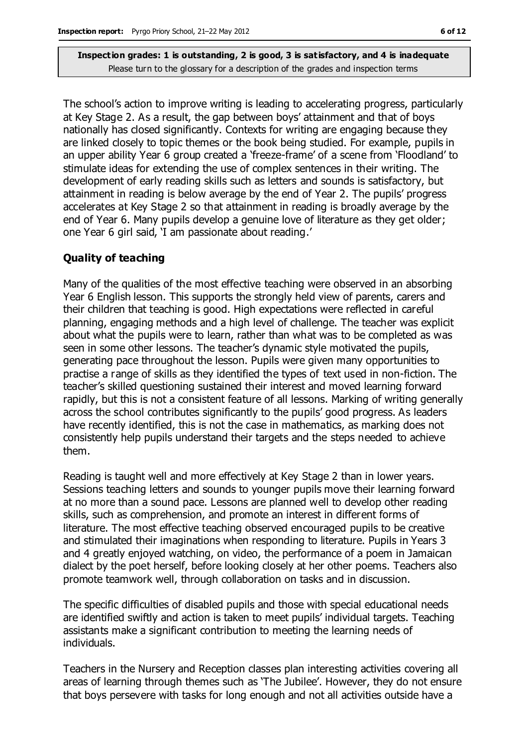The school's action to improve writing is leading to accelerating progress, particularly at Key Stage 2. As a result, the gap between boys' attainment and that of boys nationally has closed significantly. Contexts for writing are engaging because they are linked closely to topic themes or the book being studied. For example, pupils in an upper ability Year 6 group created a 'freeze-frame' of a scene from 'Floodland' to stimulate ideas for extending the use of complex sentences in their writing. The development of early reading skills such as letters and sounds is satisfactory, but attainment in reading is below average by the end of Year 2. The pupils' progress accelerates at Key Stage 2 so that attainment in reading is broadly average by the end of Year 6. Many pupils develop a genuine love of literature as they get older; one Year 6 girl said, 'I am passionate about reading.'

### Quality of teaching

Many of the qualities of the most effective teaching were observed in an absorbing Year 6 English lesson. This supports the strongly held view of parents, carers and their children that teaching is good. High expectations were reflected in careful planning, engaging methods and a high level of challenge. The teacher was explicit about what the pupils were to learn, rather than what was to be completed as was seen in some other lessons. The teacher's dynamic style motivated the pupils, generating pace throughout the lesson. Pupils were given many opportunities to practise a range of skills as they identified the types of text used in non-fiction. The teacher's skilled questioning sustained their interest and moved learning forward rapidly, but this is not a consistent feature of all lessons. Marking of writing generally across the school contributes significantly to the pupils' good progress. As leaders have recently identified, this is not the case in mathematics, as marking does not consistently help pupils understand their targets and the steps needed to achieve them.

Reading is taught well and more effectively at Key Stage 2 than in lower years. Sessions teaching letters and sounds to younger pupils move their learning forward at no more than a sound pace. Lessons are planned well to develop other reading skills, such as comprehension, and promote an interest in different forms of literature. The most effective teaching observed encouraged pupils to be creative and stimulated their imaginations when responding to literature. Pupils in Years 3 and 4 greatly enjoyed watching, on video, the performance of a poem in Jamaican dialect by the poet herself, before looking closely at her other poems. Teachers also promote teamwork well, through collaboration on tasks and in discussion.

The specific difficulties of disabled pupils and those with special educational needs are identified swiftly and action is taken to meet pupils' individual targets. Teaching assistants make a significant contribution to meeting the learning needs of individuals.

Teachers in the Nursery and Reception classes plan interesting activities covering all areas of learning through themes such as 'The Jubilee'. However, they do not ensure that boys persevere with tasks for long enough and not all activities outside have a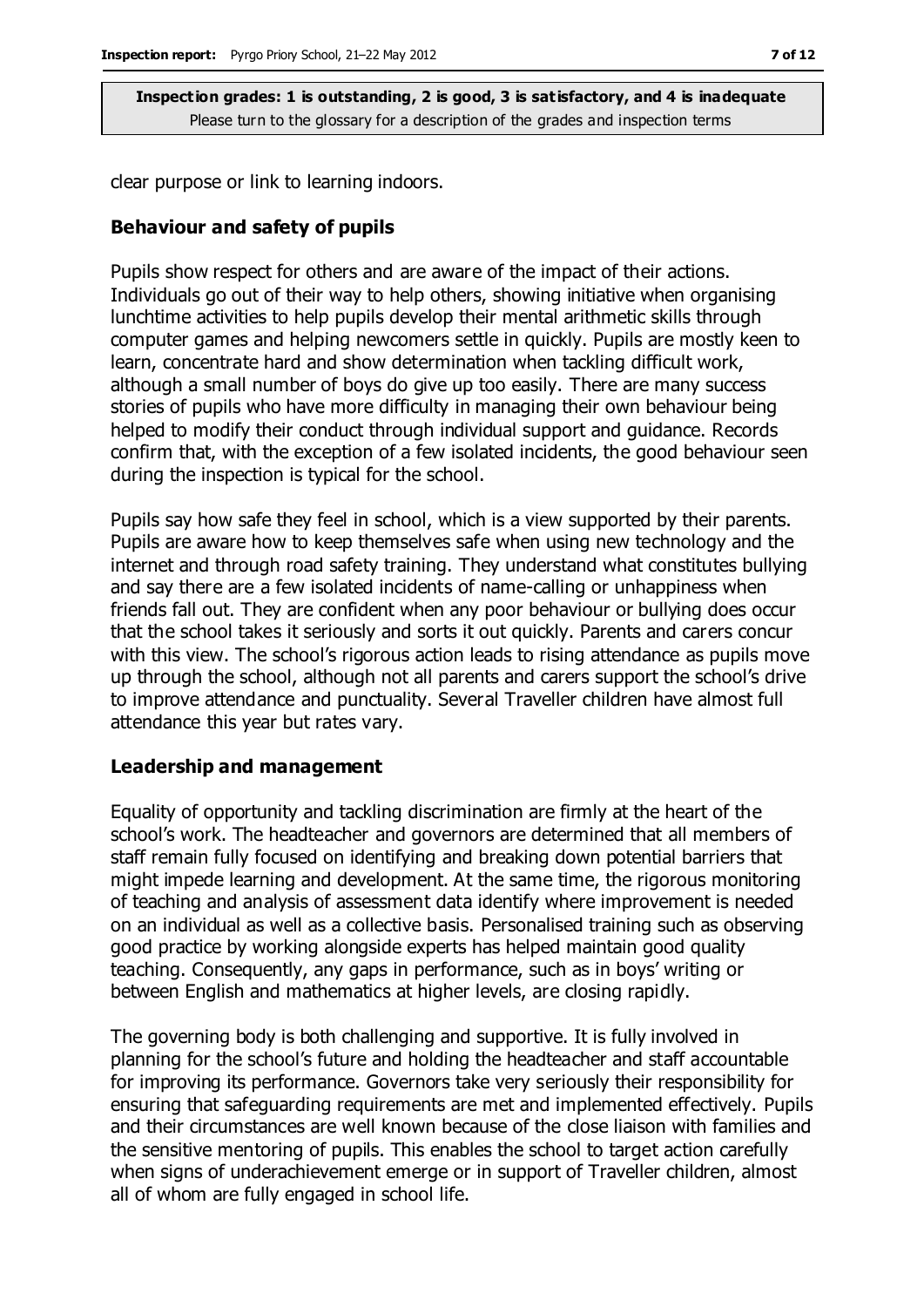clear purpose or link to learning indoors.

## Behaviour and safety of pupils

Pupils show respect for others and are aware of the impact of their actions. Individuals go out of their way to help others, showing initiative when organising lunchtime activities to help pupils develop their mental arithmetic skills through computer games and helping newcomers settle in quickly. Pupils are mostly keen to learn, concentrate hard and show determination when tackling difficult work, although a small number of boys do give up too easily. There are many success stories of pupils who have more difficulty in managing their own behaviour being helped to modify their conduct through individual support and guidance. Records confirm that, with the exception of a few isolated incidents, the good behaviour seen during the inspection is typical for the school.

Pupils say how safe they feel in school, which is a view supported by their parents. Pupils are aware how to keep themselves safe when using new technology and the internet and through road safety training. They understand what constitutes bullying and say there are a few isolated incidents of name-calling or unhappiness when friends fall out. They are confident when any poor behaviour or bullying does occur that the school takes it seriously and sorts it out quickly. Parents and carers concur with this view. The school's rigorous action leads to rising attendance as pupils move up through the school, although not all parents and carers support the school's drive to improve attendance and punctuality. Several Traveller children have almost full attendance this year but rates vary.

## Leadership and management

Equality of opportunity and tackling discrimination are firmly at the heart of the school's work. The headteacher and governors are determined that all members of staff remain fully focused on identifying and breaking down potential barriers that might impede learning and development. At the same time, the rigorous monitoring of teaching and analysis of assessment data identify where improvement is needed on an individual as well as a collective basis. Personalised training such as observing good practice by working alongside experts has helped maintain good quality teaching. Consequently, any gaps in performance, such as in boys' writing or between English and mathematics at higher levels, are closing rapidly.

The governing body is both challenging and supportive. It is fully involved in planning for the school's future and holding the headteacher and staff accountable for improving its performance. Governors take very seriously their responsibility for ensuring that safeguarding requirements are met and implemented effectively. Pupils and their circumstances are well known because of the close liaison with families and the sensitive mentoring of pupils. This enables the school to target action carefully when signs of underachievement emerge or in support of Traveller children, almost all of whom are fully engaged in school life.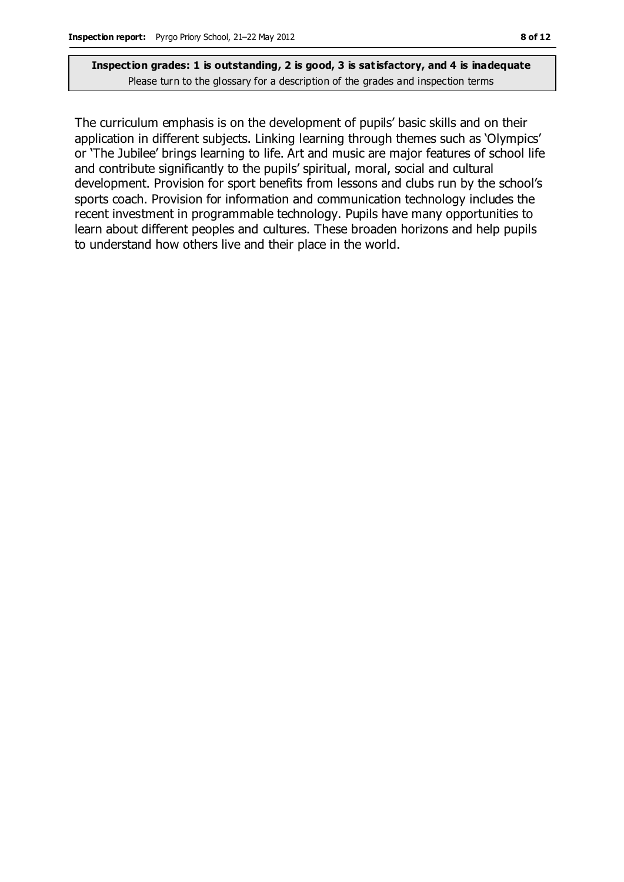**Inspection grades: 1 is outstanding, 2 is good, 3 is satisfactory, and 4 is inadequate**
Please turn to the glossary for a description of the grades and inspection terms

The curriculum emphasis is on the development of pupils' basic skills and on their application in different subjects. Linking learning through themes such as 'Olympics' or 'The Jubilee' brings learning to life. Art and music are major features of school life and contribute significantly to the pupils' spiritual, moral, social and cultural development. Provision for sport benefits from lessons and clubs run by the school's sports coach. Provision for information and communication technology includes the recent investment in programmable technology. Pupils have many opportunities to learn about different peoples and cultures. These broaden horizons and help pupils to understand how others live and their place in the world.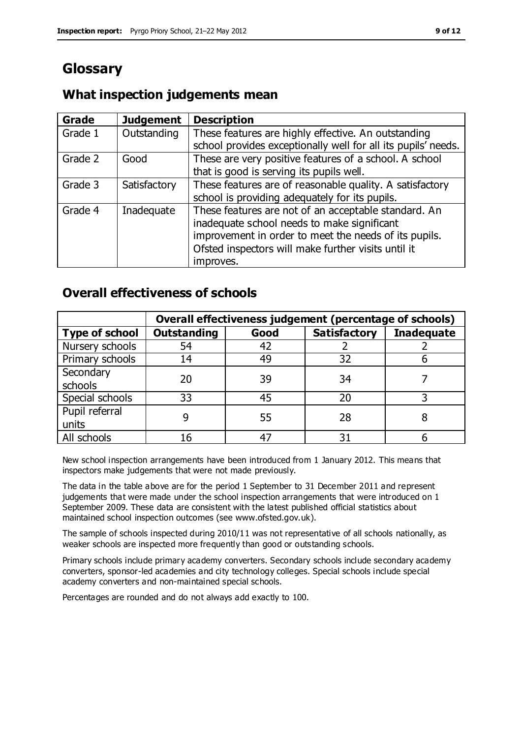# Glossary

## What inspection judgements mean

| Grade | Judgement | Description |
|---|---|---|
| Grade 1 | Outstanding | These features are highly effective. An outstanding school provides exceptionally well for all its pupils' needs. |
| Grade 2 | Good | These are very positive features of a school. A school that is good is serving its pupils well. |
| Grade 3 | Satisfactory | These features are of reasonable quality. A satisfactory school is providing adequately for its pupils. |
| Grade 4 | Inadequate | These features are not of an acceptable standard. An inadequate school needs to make significant improvement in order to meet the needs of its pupils. Ofsted inspectors will make further visits until it improves. |

## Overall effectiveness of schools

| | Overall effectiveness judgement (percentage of schools) | | | |
|---|---|---|---|---|
| **Type of school** | **Outstanding** | **Good** | **Satisfactory** | **Inadequate** |
| Nursery schools | 54 | 42 | 2 | 2 |
| Primary schools | 14 | 49 | 32 | 6 |
| Secondary schools | 20 | 39 | 34 | 7 |
| Special schools | 33 | 45 | 20 | 3 |
| Pupil referral units | 9 | 55 | 28 | 8 |
| All schools | 16 | 47 | 31 | 6 |

New school inspection arrangements have been introduced from 1 January 2012. This means that inspectors make judgements that were not made previously.

The data in the table above are for the period 1 September to 31 December 2011 and represent judgements that were made under the school inspection arrangements that were introduced on 1 September 2009. These data are consistent with the latest published official statistics about maintained school inspection outcomes (see www.ofsted.gov.uk).

The sample of schools inspected during 2010/11 was not representative of all schools nationally, as weaker schools are inspected more frequently than good or outstanding schools.

Primary schools include primary academy converters. Secondary schools include secondary academy converters, sponsor-led academies and city technology colleges. Special schools include special academy converters and non-maintained special schools.

Percentages are rounded and do not always add exactly to 100.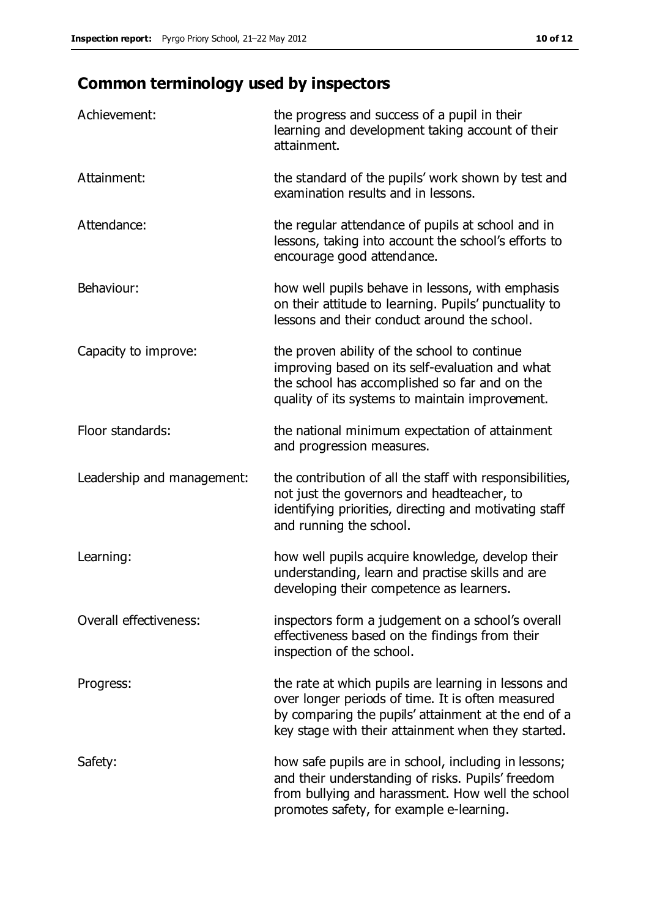## Common terminology used by inspectors

| | |
|---|---|
| Achievement: | the progress and success of a pupil in their learning and development taking account of their attainment. |
| Attainment: | the standard of the pupils' work shown by test and examination results and in lessons. |
| Attendance: | the regular attendance of pupils at school and in lessons, taking into account the school's efforts to encourage good attendance. |
| Behaviour: | how well pupils behave in lessons, with emphasis on their attitude to learning. Pupils' punctuality to lessons and their conduct around the school. |
| Capacity to improve: | the proven ability of the school to continue improving based on its self-evaluation and what the school has accomplished so far and on the quality of its systems to maintain improvement. |
| Floor standards: | the national minimum expectation of attainment and progression measures. |
| Leadership and management: | the contribution of all the staff with responsibilities, not just the governors and headteacher, to identifying priorities, directing and motivating staff and running the school. |
| Learning: | how well pupils acquire knowledge, develop their understanding, learn and practise skills and are developing their competence as learners. |
| Overall effectiveness: | inspectors form a judgement on a school's overall effectiveness based on the findings from their inspection of the school. |
| Progress: | the rate at which pupils are learning in lessons and over longer periods of time. It is often measured by comparing the pupils' attainment at the end of a key stage with their attainment when they started. |
| Safety: | how safe pupils are in school, including in lessons; and their understanding of risks. Pupils' freedom from bullying and harassment. How well the school promotes safety, for example e-learning. |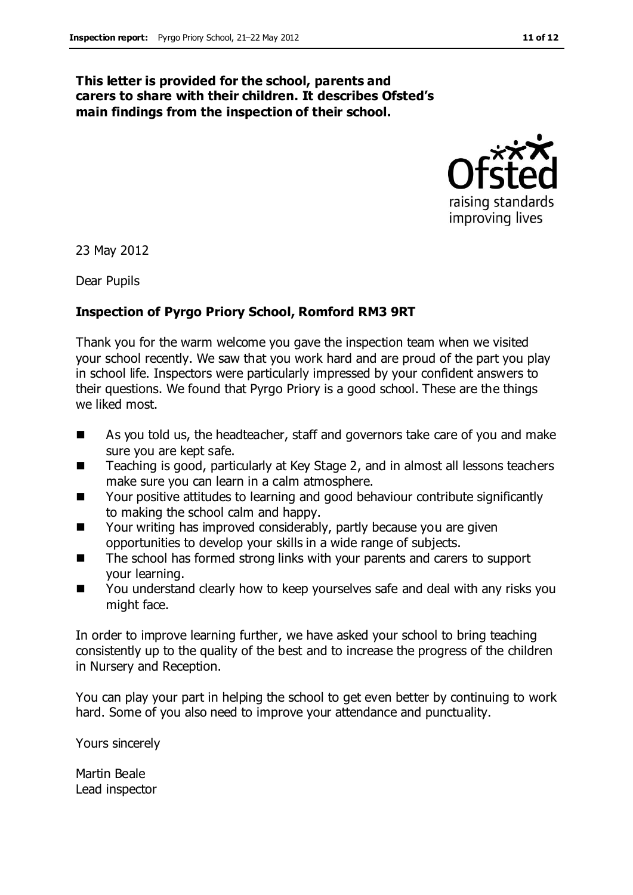**This letter is provided for the school, parents and carers to share with their children. It describes Ofsted's main findings from the inspection of their school.**

23 May 2012

Dear Pupils

**Inspection of Pyrgo Priory School, Romford RM3 9RT**

Thank you for the warm welcome you gave the inspection team when we visited your school recently. We saw that you work hard and are proud of the part you play in school life. Inspectors were particularly impressed by your confident answers to their questions. We found that Pyrgo Priory is a good school. These are the things we liked most.

- As you told us, the headteacher, staff and governors take care of you and make sure you are kept safe.
- Teaching is good, particularly at Key Stage 2, and in almost all lessons teachers make sure you can learn in a calm atmosphere.
- Your positive attitudes to learning and good behaviour contribute significantly to making the school calm and happy.
- Your writing has improved considerably, partly because you are given opportunities to develop your skills in a wide range of subjects.
- The school has formed strong links with your parents and carers to support your learning.
- You understand clearly how to keep yourselves safe and deal with any risks you might face.

In order to improve learning further, we have asked your school to bring teaching consistently up to the quality of the best and to increase the progress of the children in Nursery and Reception.

You can play your part in helping the school to get even better by continuing to work hard. Some of you also need to improve your attendance and punctuality.

Yours sincerely

Martin Beale
Lead inspector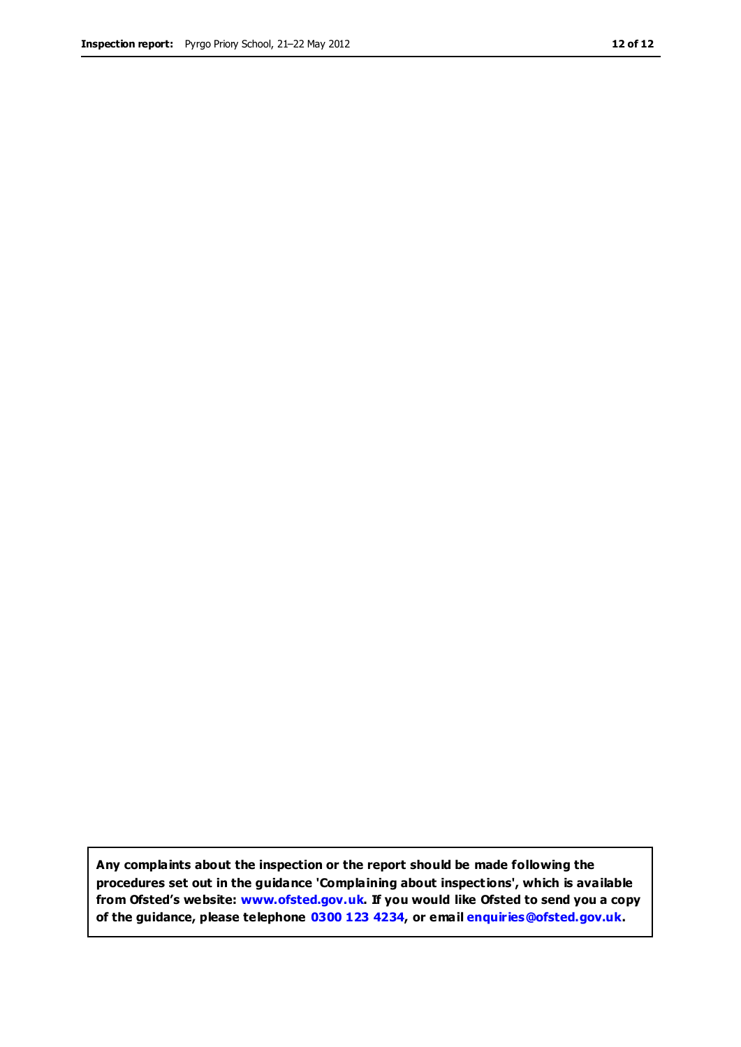**Any complaints about the inspection or the report should be made following the procedures set out in the guidance 'Complaining about inspections', which is available from Ofsted's website: www.ofsted.gov.uk. If you would like Ofsted to send you a copy of the guidance, please telephone 0300 123 4234, or email enquiries@ofsted.gov.uk.**